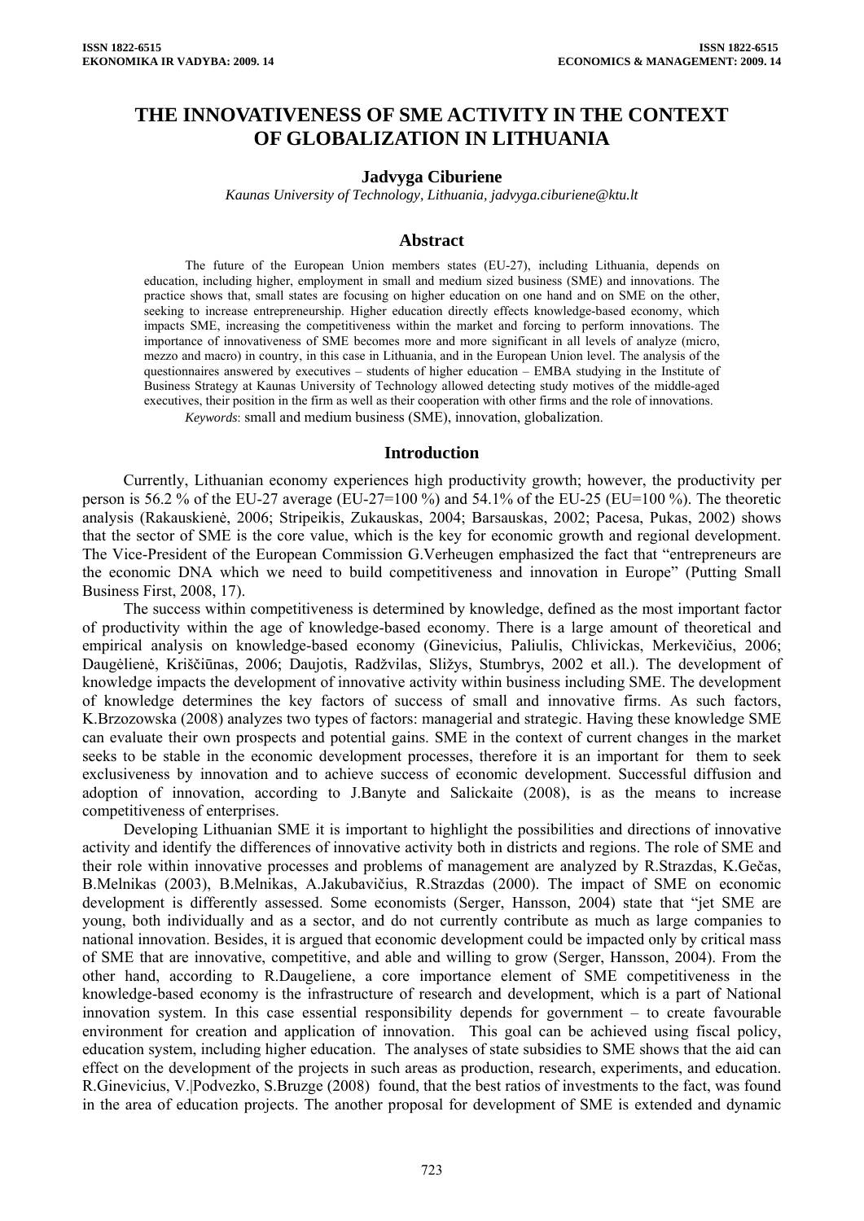# THE INNOVATIVENESS OF SME ACTIVITY IN THE CONTEXT OF GLOBALIZATION IN LITHUANIA

**Jadvyga Ciburiene**

*Kaunas University of Technology, Lithuania, jadvyga.ciburiene@ktu.lt*

## Abstract

The future of the European Union members states (EU-27), including Lithuania, depends on education, including higher, employment in small and medium sized business (SME) and innovations. The practice shows that, small states are focusing on higher education on one hand and on SME on the other, seeking to increase entrepreneurship. Higher education directly effects knowledge-based economy, which impacts SME, increasing the competitiveness within the market and forcing to perform innovations. The importance of innovativeness of SME becomes more and more significant in all levels of analyze (micro, mezzo and macro) in country, in this case in Lithuania, and in the European Union level. The analysis of the questionnaires answered by executives – students of higher education – EMBA studying in the Institute of Business Strategy at Kaunas University of Technology allowed detecting study motives of the middle-aged executives, their position in the firm as well as their cooperation with other firms and the role of innovations.

*Keywords*: small and medium business (SME), innovation, globalization.

## Introduction

Currently, Lithuanian economy experiences high productivity growth; however, the productivity per person is 56.2 % of the EU-27 average (EU-27=100 %) and 54.1% of the EU-25 (EU=100 %). The theoretic analysis (Rakauskienė, 2006; Stripeikis, Zukauskas, 2004; Barsauskas, 2002; Pacesa, Pukas, 2002) shows that the sector of SME is the core value, which is the key for economic growth and regional development. The Vice-President of the European Commission G.Verheugen emphasized the fact that "entrepreneurs are the economic DNA which we need to build competitiveness and innovation in Europe" (Putting Small Business First, 2008, 17).

The success within competitiveness is determined by knowledge, defined as the most important factor of productivity within the age of knowledge-based economy. There is a large amount of theoretical and empirical analysis on knowledge-based economy (Ginevicius, Paliulis, Chlivickas, Merkevičius, 2006; Daugėlienė, Kriščiūnas, 2006; Daujotis, Radžvilas, Sližys, Stumbrys, 2002 et all.). The development of knowledge impacts the development of innovative activity within business including SME. The development of knowledge determines the key factors of success of small and innovative firms. As such factors, K.Brzozowska (2008) analyzes two types of factors: managerial and strategic. Having these knowledge SME can evaluate their own prospects and potential gains. SME in the context of current changes in the market seeks to be stable in the economic development processes, therefore it is an important for them to seek exclusiveness by innovation and to achieve success of economic development. Successful diffusion and adoption of innovation, according to J.Banyte and Salickaite (2008), is as the means to increase competitiveness of enterprises.

Developing Lithuanian SME it is important to highlight the possibilities and directions of innovative activity and identify the differences of innovative activity both in districts and regions. The role of SME and their role within innovative processes and problems of management are analyzed by R.Strazdas, K.Gečas, B.Melnikas (2003), B.Melnikas, A.Jakubavičius, R.Strazdas (2000). The impact of SME on economic development is differently assessed. Some economists (Serger, Hansson, 2004) state that "jet SME are young, both individually and as a sector, and do not currently contribute as much as large companies to national innovation. Besides, it is argued that economic development could be impacted only by critical mass of SME that are innovative, competitive, and able and willing to grow (Serger, Hansson, 2004). From the other hand, according to R.Daugeliene, a core importance element of SME competitiveness in the knowledge-based economy is the infrastructure of research and development, which is a part of National innovation system. In this case essential responsibility depends for government – to create favourable environment for creation and application of innovation. This goal can be achieved using fiscal policy, education system, including higher education. The analyses of state subsidies to SME shows that the aid can effect on the development of the projects in such areas as production, research, experiments, and education. R.Ginevicius, V.|Podvezko, S.Bruzge (2008) found, that the best ratios of investments to the fact, was found in the area of education projects. The another proposal for development of SME is extended and dynamic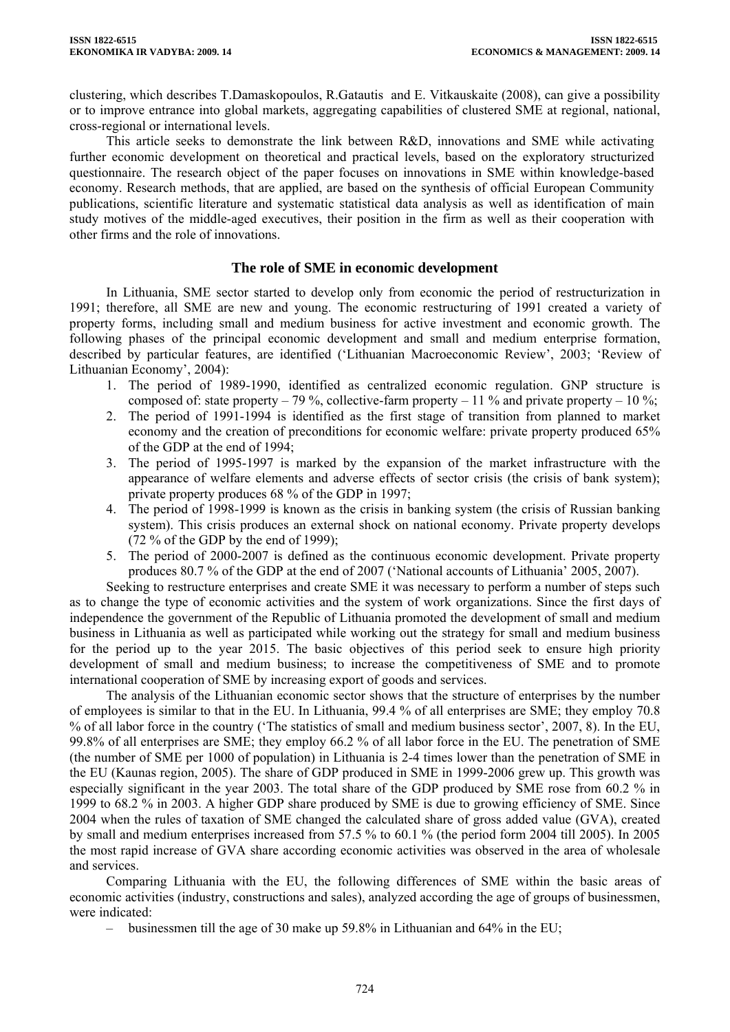clustering, which describes T.Damaskopoulos, R.Gatautis and E. Vitkauskaite (2008), can give a possibility or to improve entrance into global markets, aggregating capabilities of clustered SME at regional, national, cross-regional or international levels.

This article seeks to demonstrate the link between R&D, innovations and SME while activating further economic development on theoretical and practical levels, based on the exploratory structurized questionnaire. The research object of the paper focuses on innovations in SME within knowledge-based economy. Research methods, that are applied, are based on the synthesis of official European Community publications, scientific literature and systematic statistical data analysis as well as identification of main study motives of the middle-aged executives, their position in the firm as well as their cooperation with other firms and the role of innovations.

## The role of SME in economic development

In Lithuania, SME sector started to develop only from economic the period of restructurization in 1991; therefore, all SME are new and young. The economic restructuring of 1991 created a variety of property forms, including small and medium business for active investment and economic growth. The following phases of the principal economic development and small and medium enterprise formation, described by particular features, are identified ('Lithuanian Macroeconomic Review', 2003; 'Review of Lithuanian Economy', 2004):

1. The period of 1989-1990, identified as centralized economic regulation. GNP structure is composed of: state property – 79 %, collective-farm property – 11 % and private property – 10 %;
2. The period of 1991-1994 is identified as the first stage of transition from planned to market economy and the creation of preconditions for economic welfare: private property produced 65% of the GDP at the end of 1994;
3. The period of 1995-1997 is marked by the expansion of the market infrastructure with the appearance of welfare elements and adverse effects of sector crisis (the crisis of bank system); private property produces 68 % of the GDP in 1997;
4. The period of 1998-1999 is known as the crisis in banking system (the crisis of Russian banking system). This crisis produces an external shock on national economy. Private property develops (72 % of the GDP by the end of 1999);
5. The period of 2000-2007 is defined as the continuous economic development. Private property produces 80.7 % of the GDP at the end of 2007 ('National accounts of Lithuania' 2005, 2007).

Seeking to restructure enterprises and create SME it was necessary to perform a number of steps such as to change the type of economic activities and the system of work organizations. Since the first days of independence the government of the Republic of Lithuania promoted the development of small and medium business in Lithuania as well as participated while working out the strategy for small and medium business for the period up to the year 2015. The basic objectives of this period seek to ensure high priority development of small and medium business; to increase the competitiveness of SME and to promote international cooperation of SME by increasing export of goods and services.

The analysis of the Lithuanian economic sector shows that the structure of enterprises by the number of employees is similar to that in the EU. In Lithuania, 99.4 % of all enterprises are SME; they employ 70.8 % of all labor force in the country ('The statistics of small and medium business sector', 2007, 8). In the EU, 99.8% of all enterprises are SME; they employ 66.2 % of all labor force in the EU. The penetration of SME (the number of SME per 1000 of population) in Lithuania is 2-4 times lower than the penetration of SME in the EU (Kaunas region, 2005). The share of GDP produced in SME in 1999-2006 grew up. This growth was especially significant in the year 2003. The total share of the GDP produced by SME rose from 60.2 % in 1999 to 68.2 % in 2003. A higher GDP share produced by SME is due to growing efficiency of SME. Since 2004 when the rules of taxation of SME changed the calculated share of gross added value (GVA), created by small and medium enterprises increased from 57.5 % to 60.1 % (the period form 2004 till 2005). In 2005 the most rapid increase of GVA share according economic activities was observed in the area of wholesale and services.

Comparing Lithuania with the EU, the following differences of SME within the basic areas of economic activities (industry, constructions and sales), analyzed according the age of groups of businessmen, were indicated:

– businessmen till the age of 30 make up 59.8% in Lithuanian and 64% in the EU;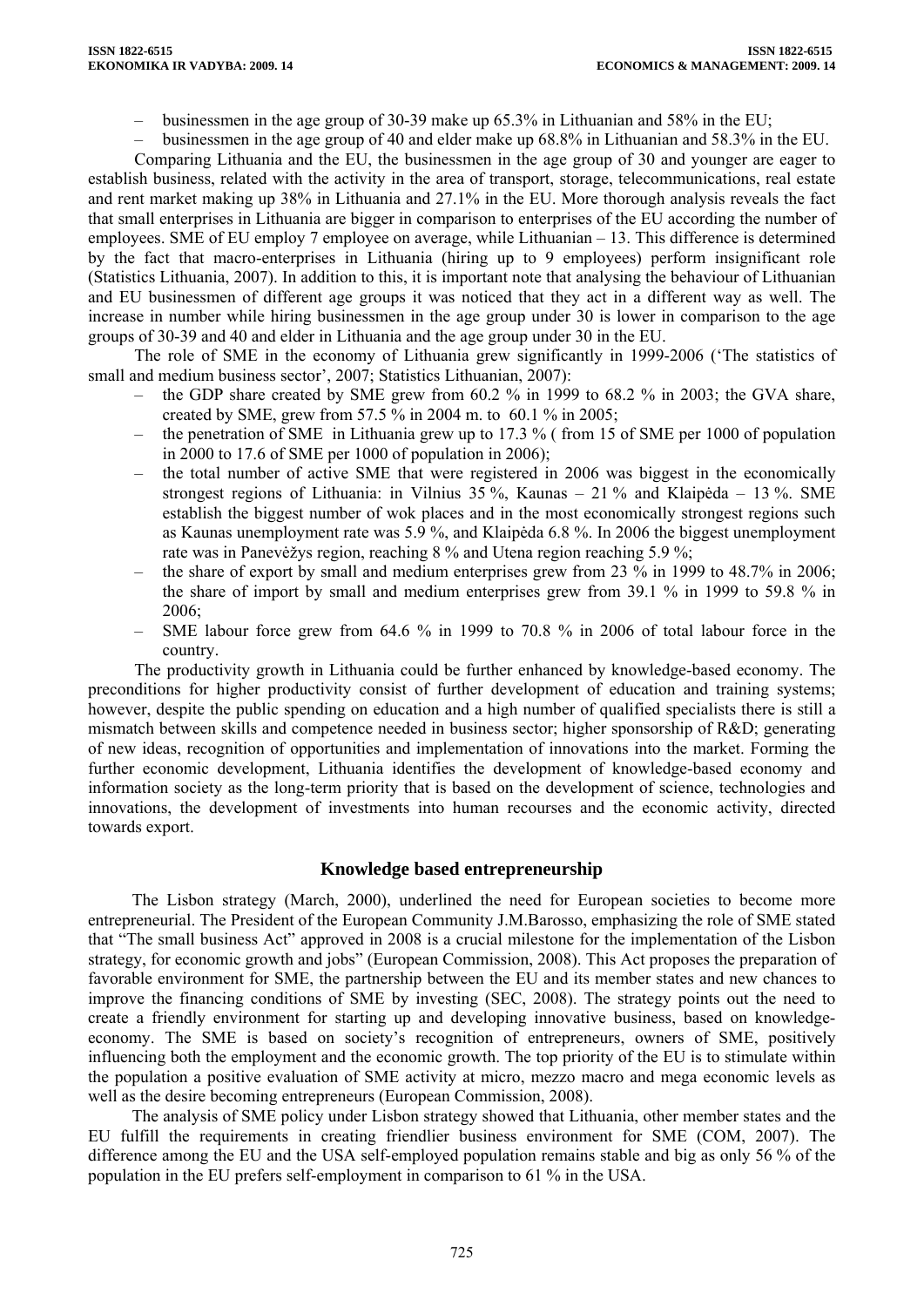- businessmen in the age group of 30-39 make up 65.3% in Lithuanian and 58% in the EU;
- businessmen in the age group of 40 and elder make up 68.8% in Lithuanian and 58.3% in the EU.

Comparing Lithuania and the EU, the businessmen in the age group of 30 and younger are eager to establish business, related with the activity in the area of transport, storage, telecommunications, real estate and rent market making up 38% in Lithuania and 27.1% in the EU. More thorough analysis reveals the fact that small enterprises in Lithuania are bigger in comparison to enterprises of the EU according the number of employees. SME of EU employ 7 employee on average, while Lithuanian – 13. This difference is determined by the fact that macro-enterprises in Lithuania (hiring up to 9 employees) perform insignificant role (Statistics Lithuania, 2007). In addition to this, it is important note that analysing the behaviour of Lithuanian and EU businessmen of different age groups it was noticed that they act in a different way as well. The increase in number while hiring businessmen in the age group under 30 is lower in comparison to the age groups of 30-39 and 40 and elder in Lithuania and the age group under 30 in the EU.

The role of SME in the economy of Lithuania grew significantly in 1999-2006 ('The statistics of small and medium business sector', 2007; Statistics Lithuanian, 2007):

- the GDP share created by SME grew from 60.2 % in 1999 to 68.2 % in 2003; the GVA share, created by SME, grew from 57.5 % in 2004 m. to 60.1 % in 2005;
- the penetration of SME in Lithuania grew up to 17.3 % ( from 15 of SME per 1000 of population in 2000 to 17.6 of SME per 1000 of population in 2006);
- the total number of active SME that were registered in 2006 was biggest in the economically strongest regions of Lithuania: in Vilnius 35 %, Kaunas – 21 % and Klaipėda – 13 %. SME establish the biggest number of wok places and in the most economically strongest regions such as Kaunas unemployment rate was 5.9 %, and Klaipėda 6.8 %. In 2006 the biggest unemployment rate was in Panevėžys region, reaching 8 % and Utena region reaching 5.9 %;
- the share of export by small and medium enterprises grew from 23 % in 1999 to 48.7% in 2006; the share of import by small and medium enterprises grew from 39.1 % in 1999 to 59.8 % in 2006;
- SME labour force grew from 64.6 % in 1999 to 70.8 % in 2006 of total labour force in the country.

The productivity growth in Lithuania could be further enhanced by knowledge-based economy. The preconditions for higher productivity consist of further development of education and training systems; however, despite the public spending on education and a high number of qualified specialists there is still a mismatch between skills and competence needed in business sector; higher sponsorship of R&D; generating of new ideas, recognition of opportunities and implementation of innovations into the market. Forming the further economic development, Lithuania identifies the development of knowledge-based economy and information society as the long-term priority that is based on the development of science, technologies and innovations, the development of investments into human recourses and the economic activity, directed towards export.

## Knowledge based entrepreneurship

The Lisbon strategy (March, 2000), underlined the need for European societies to become more entrepreneurial. The President of the European Community J.M.Barosso, emphasizing the role of SME stated that "The small business Act" approved in 2008 is a crucial milestone for the implementation of the Lisbon strategy, for economic growth and jobs" (European Commission, 2008). This Act proposes the preparation of favorable environment for SME, the partnership between the EU and its member states and new chances to improve the financing conditions of SME by investing (SEC, 2008). The strategy points out the need to create a friendly environment for starting up and developing innovative business, based on knowledge-economy. The SME is based on society's recognition of entrepreneurs, owners of SME, positively influencing both the employment and the economic growth. The top priority of the EU is to stimulate within the population a positive evaluation of SME activity at micro, mezzo macro and mega economic levels as well as the desire becoming entrepreneurs (European Commission, 2008).

The analysis of SME policy under Lisbon strategy showed that Lithuania, other member states and the EU fulfill the requirements in creating friendlier business environment for SME (COM, 2007). The difference among the EU and the USA self-employed population remains stable and big as only 56 % of the population in the EU prefers self-employment in comparison to 61 % in the USA.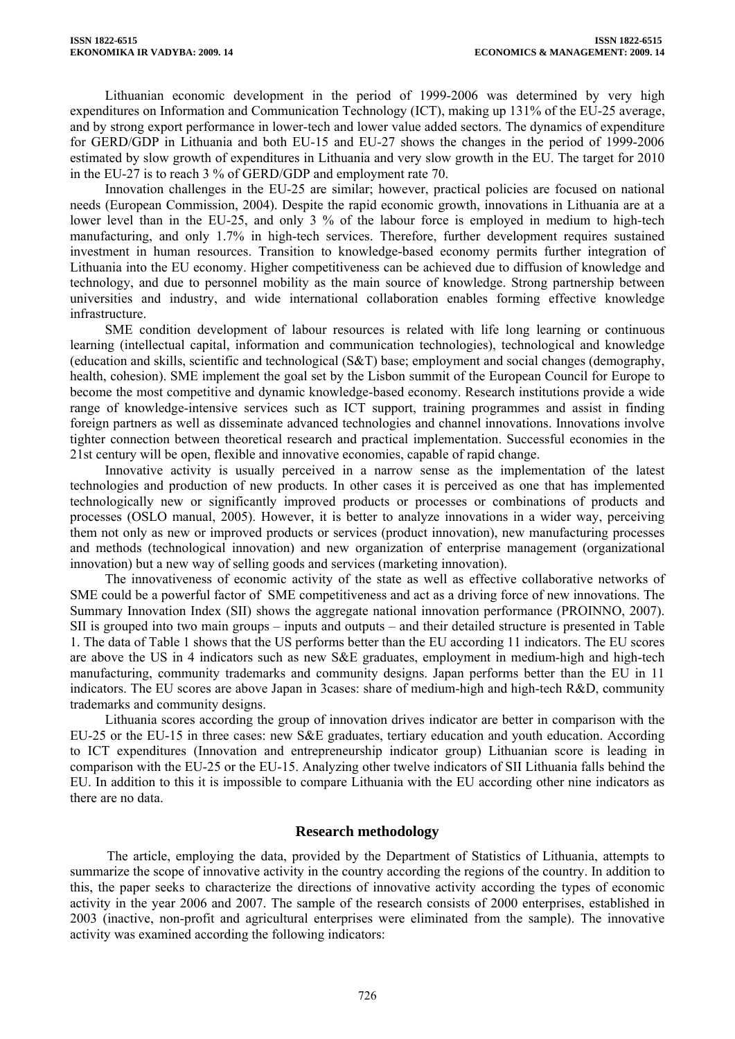Lithuanian economic development in the period of 1999-2006 was determined by very high expenditures on Information and Communication Technology (ICT), making up 131% of the EU-25 average, and by strong export performance in lower-tech and lower value added sectors. The dynamics of expenditure for GERD/GDP in Lithuania and both EU-15 and EU-27 shows the changes in the period of 1999-2006 estimated by slow growth of expenditures in Lithuania and very slow growth in the EU. The target for 2010 in the EU-27 is to reach 3 % of GERD/GDP and employment rate 70.

Innovation challenges in the EU-25 are similar; however, practical policies are focused on national needs (European Commission, 2004). Despite the rapid economic growth, innovations in Lithuania are at a lower level than in the EU-25, and only 3 % of the labour force is employed in medium to high-tech manufacturing, and only 1.7% in high-tech services. Therefore, further development requires sustained investment in human resources. Transition to knowledge-based economy permits further integration of Lithuania into the EU economy. Higher competitiveness can be achieved due to diffusion of knowledge and technology, and due to personnel mobility as the main source of knowledge. Strong partnership between universities and industry, and wide international collaboration enables forming effective knowledge infrastructure.

SME condition development of labour resources is related with life long learning or continuous learning (intellectual capital, information and communication technologies), technological and knowledge (education and skills, scientific and technological (S&T) base; employment and social changes (demography, health, cohesion). SME implement the goal set by the Lisbon summit of the European Council for Europe to become the most competitive and dynamic knowledge-based economy. Research institutions provide a wide range of knowledge-intensive services such as ICT support, training programmes and assist in finding foreign partners as well as disseminate advanced technologies and channel innovations. Innovations involve tighter connection between theoretical research and practical implementation. Successful economies in the 21st century will be open, flexible and innovative economies, capable of rapid change.

Innovative activity is usually perceived in a narrow sense as the implementation of the latest technologies and production of new products. In other cases it is perceived as one that has implemented technologically new or significantly improved products or processes or combinations of products and processes (OSLO manual, 2005). However, it is better to analyze innovations in a wider way, perceiving them not only as new or improved products or services (product innovation), new manufacturing processes and methods (technological innovation) and new organization of enterprise management (organizational innovation) but a new way of selling goods and services (marketing innovation).

The innovativeness of economic activity of the state as well as effective collaborative networks of SME could be a powerful factor of SME competitiveness and act as a driving force of new innovations. The Summary Innovation Index (SII) shows the aggregate national innovation performance (PROINNO, 2007). SII is grouped into two main groups – inputs and outputs – and their detailed structure is presented in Table 1. The data of Table 1 shows that the US performs better than the EU according 11 indicators. The EU scores are above the US in 4 indicators such as new S&E graduates, employment in medium-high and high-tech manufacturing, community trademarks and community designs. Japan performs better than the EU in 11 indicators. The EU scores are above Japan in 3cases: share of medium-high and high-tech R&D, community trademarks and community designs.

Lithuania scores according the group of innovation drives indicator are better in comparison with the EU-25 or the EU-15 in three cases: new S&E graduates, tertiary education and youth education. According to ICT expenditures (Innovation and entrepreneurship indicator group) Lithuanian score is leading in comparison with the EU-25 or the EU-15. Analyzing other twelve indicators of SII Lithuania falls behind the EU. In addition to this it is impossible to compare Lithuania with the EU according other nine indicators as there are no data.

## Research methodology

The article, employing the data, provided by the Department of Statistics of Lithuania, attempts to summarize the scope of innovative activity in the country according the regions of the country. In addition to this, the paper seeks to characterize the directions of innovative activity according the types of economic activity in the year 2006 and 2007. The sample of the research consists of 2000 enterprises, established in 2003 (inactive, non-profit and agricultural enterprises were eliminated from the sample). The innovative activity was examined according the following indicators: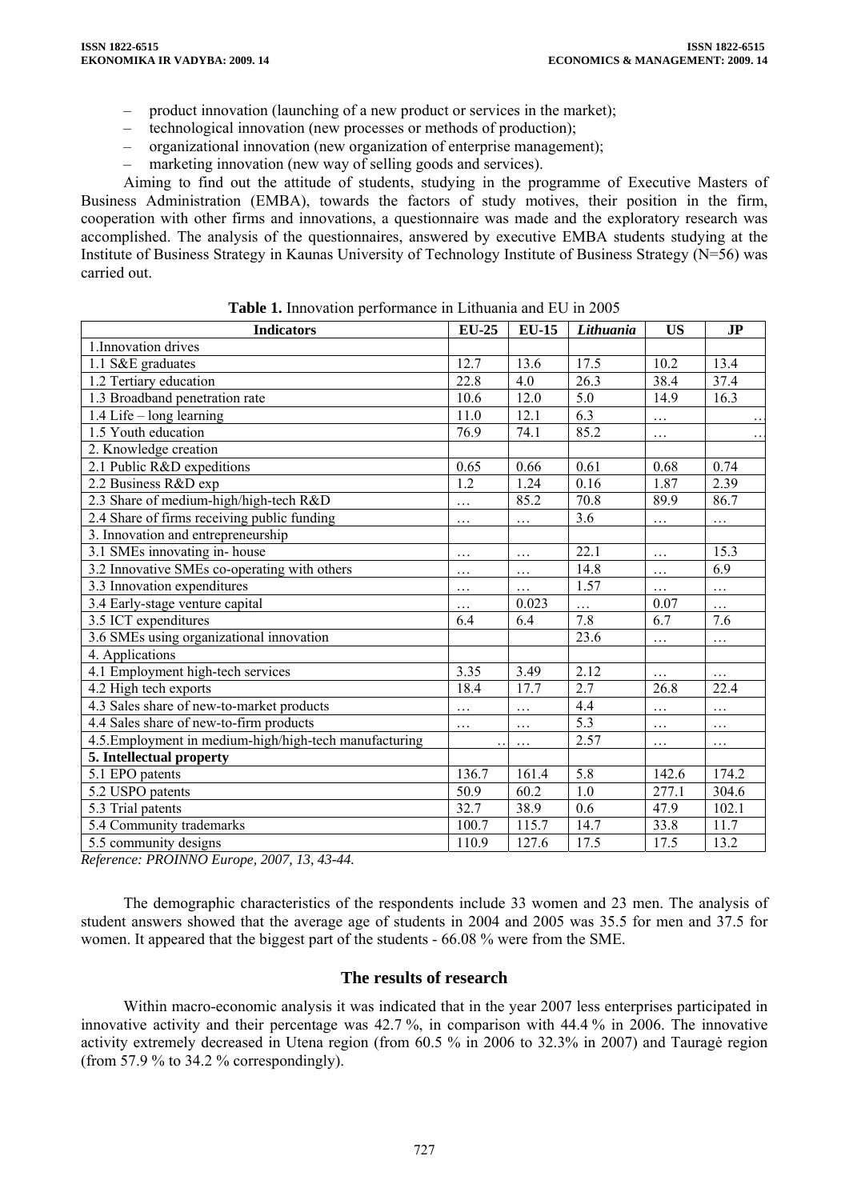– product innovation (launching of a new product or services in the market);
– technological innovation (new processes or methods of production);
– organizational innovation (new organization of enterprise management);
– marketing innovation (new way of selling goods and services).

Aiming to find out the attitude of students, studying in the programme of Executive Masters of Business Administration (EMBA), towards the factors of study motives, their position in the firm, cooperation with other firms and innovations, a questionnaire was made and the exploratory research was accomplished. The analysis of the questionnaires, answered by executive EMBA students studying at the Institute of Business Strategy in Kaunas University of Technology Institute of Business Strategy (N=56) was carried out.

**Table 1.** Innovation performance in Lithuania and EU in 2005

| Indicators | EU-25 | EU-15 | *Lithuania* | US | JP |
|---|---|---|---|---|---|
| 1.Innovation drives | | | | | |
| 1.1 S&E graduates | 12.7 | 13.6 | 17.5 | 10.2 | 13.4 |
| 1.2 Tertiary education | 22.8 | 4.0 | 26.3 | 38.4 | 37.4 |
| 1.3 Broadband penetration rate | 10.6 | 12.0 | 5.0 | 14.9 | 16.3 |
| 1.4 Life – long learning | 11.0 | 12.1 | 6.3 | … | … |
| 1.5 Youth education | 76.9 | 74.1 | 85.2 | … | … |
| 2. Knowledge creation | | | | | |
| 2.1 Public R&D expeditions | 0.65 | 0.66 | 0.61 | 0.68 | 0.74 |
| 2.2 Business R&D exp | 1.2 | 1.24 | 0.16 | 1.87 | 2.39 |
| 2.3 Share of medium-high/high-tech R&D | … | 85.2 | 70.8 | 89.9 | 86.7 |
| 2.4 Share of firms receiving public funding | … | … | 3.6 | … | … |
| 3. Innovation and entrepreneurship | | | | | |
| 3.1 SMEs innovating in- house | … | … | 22.1 | … | 15.3 |
| 3.2 Innovative SMEs co-operating with others | … | … | 14.8 | … | 6.9 |
| 3.3 Innovation expenditures | … | … | 1.57 | … | … |
| 3.4 Early-stage venture capital | … | 0.023 | … | 0.07 | … |
| 3.5 ICT expenditures | 6.4 | 6.4 | 7.8 | 6.7 | 7.6 |
| 3.6 SMEs using organizational innovation | | | 23.6 | … | … |
| 4. Applications | | | | | |
| 4.1 Employment high-tech services | 3.35 | 3.49 | 2.12 | … | … |
| 4.2 High tech exports | 18.4 | 17.7 | 2.7 | 26.8 | 22.4 |
| 4.3 Sales share of new-to-market products | … | … | 4.4 | … | … |
| 4.4 Sales share of new-to-firm products | … | … | 5.3 | … | … |
| 4.5.Employment in medium-high/high-tech manufacturing | … | … | 2.57 | … | … |
| **5. Intellectual property** | | | | | |
| 5.1 EPO patents | 136.7 | 161.4 | 5.8 | 142.6 | 174.2 |
| 5.2 USPO patents | 50.9 | 60.2 | 1.0 | 277.1 | 304.6 |
| 5.3 Trial patents | 32.7 | 38.9 | 0.6 | 47.9 | 102.1 |
| 5.4 Community trademarks | 100.7 | 115.7 | 14.7 | 33.8 | 11.7 |
| 5.5 community designs | 110.9 | 127.6 | 17.5 | 17.5 | 13.2 |

*Reference: PROINNO Europe, 2007, 13, 43-44.*

The demographic characteristics of the respondents include 33 women and 23 men. The analysis of student answers showed that the average age of students in 2004 and 2005 was 35.5 for men and 37.5 for women. It appeared that the biggest part of the students - 66.08 % were from the SME.

## The results of research

Within macro-economic analysis it was indicated that in the year 2007 less enterprises participated in innovative activity and their percentage was 42.7 %, in comparison with 44.4 % in 2006. The innovative activity extremely decreased in Utena region (from 60.5 % in 2006 to 32.3% in 2007) and Tauragė region (from 57.9 % to 34.2 % correspondingly).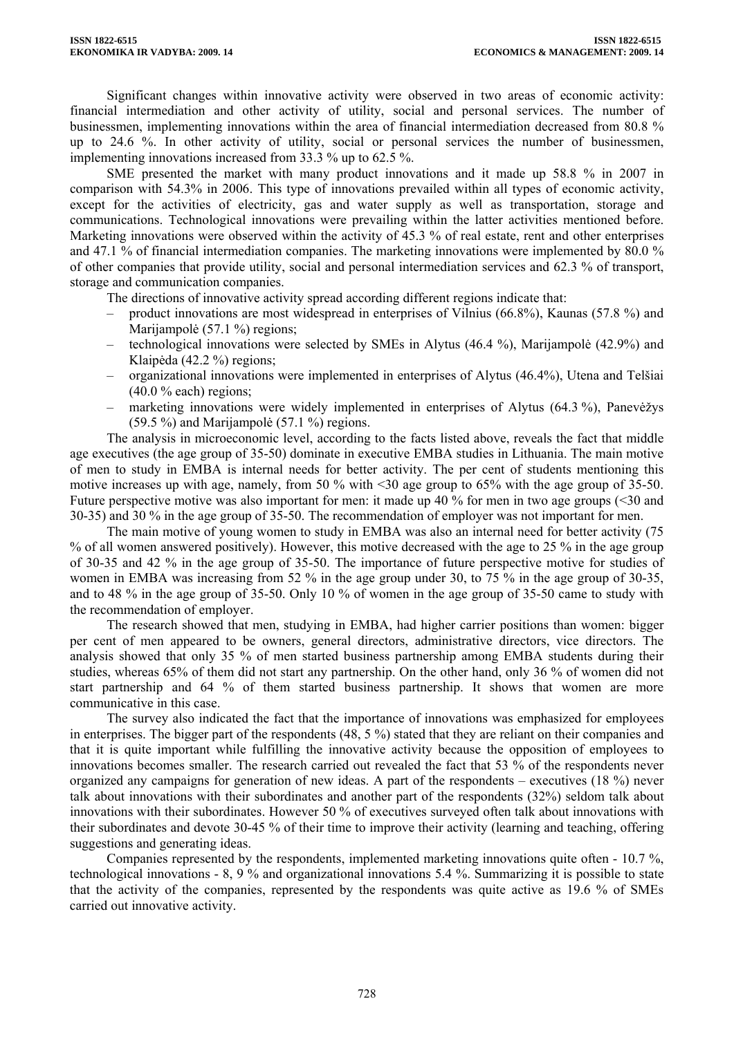Significant changes within innovative activity were observed in two areas of economic activity: financial intermediation and other activity of utility, social and personal services. The number of businessmen, implementing innovations within the area of financial intermediation decreased from 80.8 % up to 24.6 %. In other activity of utility, social or personal services the number of businessmen, implementing innovations increased from 33.3 % up to 62.5 %.

SME presented the market with many product innovations and it made up 58.8 % in 2007 in comparison with 54.3% in 2006. This type of innovations prevailed within all types of economic activity, except for the activities of electricity, gas and water supply as well as transportation, storage and communications. Technological innovations were prevailing within the latter activities mentioned before. Marketing innovations were observed within the activity of 45.3 % of real estate, rent and other enterprises and 47.1 % of financial intermediation companies. The marketing innovations were implemented by 80.0 % of other companies that provide utility, social and personal intermediation services and 62.3 % of transport, storage and communication companies.

The directions of innovative activity spread according different regions indicate that:

- product innovations are most widespread in enterprises of Vilnius (66.8%), Kaunas (57.8 %) and Marijampolė (57.1 %) regions;
- technological innovations were selected by SMEs in Alytus (46.4 %), Marijampolė (42.9%) and Klaipėda (42.2 %) regions;
- organizational innovations were implemented in enterprises of Alytus (46.4%), Utena and Telšiai (40.0 % each) regions;
- marketing innovations were widely implemented in enterprises of Alytus (64.3 %), Panevėžys (59.5 %) and Marijampolė (57.1 %) regions.

The analysis in microeconomic level, according to the facts listed above, reveals the fact that middle age executives (the age group of 35-50) dominate in executive EMBA studies in Lithuania. The main motive of men to study in EMBA is internal needs for better activity. The per cent of students mentioning this motive increases up with age, namely, from 50 % with <30 age group to 65% with the age group of 35-50. Future perspective motive was also important for men: it made up 40 % for men in two age groups (<30 and 30-35) and 30 % in the age group of 35-50. The recommendation of employer was not important for men.

The main motive of young women to study in EMBA was also an internal need for better activity (75 % of all women answered positively). However, this motive decreased with the age to 25 % in the age group of 30-35 and 42 % in the age group of 35-50. The importance of future perspective motive for studies of women in EMBA was increasing from 52 % in the age group under 30, to 75 % in the age group of 30-35, and to 48 % in the age group of 35-50. Only 10 % of women in the age group of 35-50 came to study with the recommendation of employer.

The research showed that men, studying in EMBA, had higher carrier positions than women: bigger per cent of men appeared to be owners, general directors, administrative directors, vice directors. The analysis showed that only 35 % of men started business partnership among EMBA students during their studies, whereas 65% of them did not start any partnership. On the other hand, only 36 % of women did not start partnership and 64 % of them started business partnership. It shows that women are more communicative in this case.

The survey also indicated the fact that the importance of innovations was emphasized for employees in enterprises. The bigger part of the respondents (48, 5 %) stated that they are reliant on their companies and that it is quite important while fulfilling the innovative activity because the opposition of employees to innovations becomes smaller. The research carried out revealed the fact that 53 % of the respondents never organized any campaigns for generation of new ideas. A part of the respondents – executives (18 %) never talk about innovations with their subordinates and another part of the respondents (32%) seldom talk about innovations with their subordinates. However 50 % of executives surveyed often talk about innovations with their subordinates and devote 30-45 % of their time to improve their activity (learning and teaching, offering suggestions and generating ideas.

Companies represented by the respondents, implemented marketing innovations quite often - 10.7 %, technological innovations - 8, 9 % and organizational innovations 5.4 %. Summarizing it is possible to state that the activity of the companies, represented by the respondents was quite active as 19.6 % of SMEs carried out innovative activity.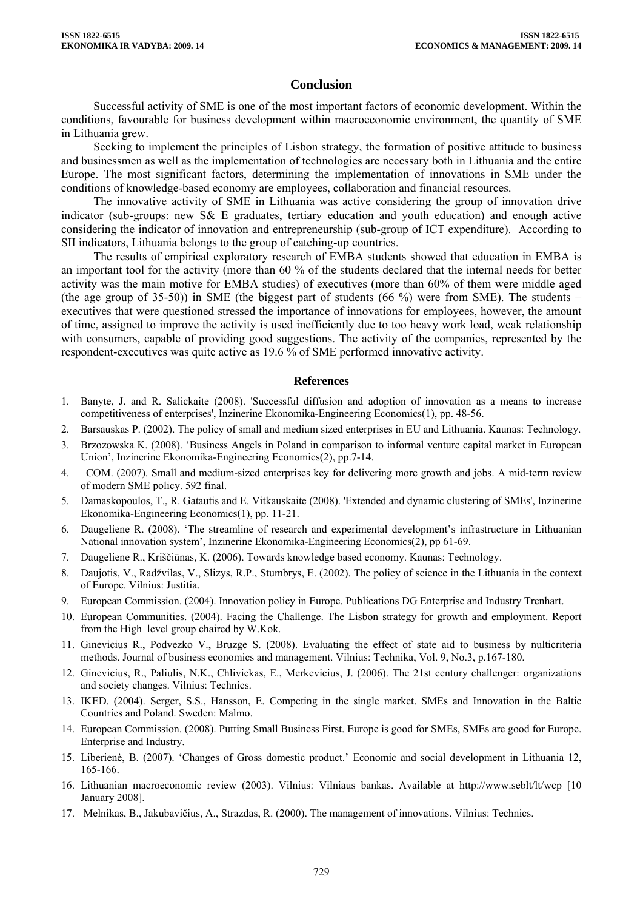## Conclusion

Successful activity of SME is one of the most important factors of economic development. Within the conditions, favourable for business development within macroeconomic environment, the quantity of SME in Lithuania grew.

Seeking to implement the principles of Lisbon strategy, the formation of positive attitude to business and businessmen as well as the implementation of technologies are necessary both in Lithuania and the entire Europe. The most significant factors, determining the implementation of innovations in SME under the conditions of knowledge-based economy are employees, collaboration and financial resources.

The innovative activity of SME in Lithuania was active considering the group of innovation drive indicator (sub-groups: new S& E graduates, tertiary education and youth education) and enough active considering the indicator of innovation and entrepreneurship (sub-group of ICT expenditure). According to SII indicators, Lithuania belongs to the group of catching-up countries.

The results of empirical exploratory research of EMBA students showed that education in EMBA is an important tool for the activity (more than 60 % of the students declared that the internal needs for better activity was the main motive for EMBA studies) of executives (more than 60% of them were middle aged (the age group of 35-50)) in SME (the biggest part of students (66 %) were from SME). The students – executives that were questioned stressed the importance of innovations for employees, however, the amount of time, assigned to improve the activity is used inefficiently due to too heavy work load, weak relationship with consumers, capable of providing good suggestions. The activity of the companies, represented by the respondent-executives was quite active as 19.6 % of SME performed innovative activity.

## References

1. Banyte, J. and R. Salickaite (2008). 'Successful diffusion and adoption of innovation as a means to increase competitiveness of enterprises', Inzinerine Ekonomika-Engineering Economics(1), pp. 48-56.
2. Barsauskas P. (2002). The policy of small and medium sized enterprises in EU and Lithuania. Kaunas: Technology.
3. Brzozowska K. (2008). 'Business Angels in Poland in comparison to informal venture capital market in European Union', Inzinerine Ekonomika-Engineering Economics(2), pp.7-14.
4. COM. (2007). Small and medium-sized enterprises key for delivering more growth and jobs. A mid-term review of modern SME policy. 592 final.
5. Damaskopoulos, T., R. Gatautis and E. Vitkauskaite (2008). 'Extended and dynamic clustering of SMEs', Inzinerine Ekonomika-Engineering Economics(1), pp. 11-21.
6. Daugeliene R. (2008). 'The streamline of research and experimental development's infrastructure in Lithuanian National innovation system', Inzinerine Ekonomika-Engineering Economics(2), pp 61-69.
7. Daugeliene R., Kriščiūnas, K. (2006). Towards knowledge based economy. Kaunas: Technology.
8. Daujotis, V., Radžvilas, V., Slizys, R.P., Stumbrys, E. (2002). The policy of science in the Lithuania in the context of Europe. Vilnius: Justitia.
9. European Commission. (2004). Innovation policy in Europe. Publications DG Enterprise and Industry Trenhart.
10. European Communities. (2004). Facing the Challenge. The Lisbon strategy for growth and employment. Report from the High level group chaired by W.Kok.
11. Ginevicius R., Podvezko V., Bruzge S. (2008). Evaluating the effect of state aid to business by nulticriteria methods. Journal of business economics and management. Vilnius: Technika, Vol. 9, No.3, p.167-180.
12. Ginevicius, R., Paliulis, N.K., Chlivickas, E., Merkevicius, J. (2006). The 21st century challenger: organizations and society changes. Vilnius: Technics.
13. IKED. (2004). Serger, S.S., Hansson, E. Competing in the single market. SMEs and Innovation in the Baltic Countries and Poland. Sweden: Malmo.
14. European Commission. (2008). Putting Small Business First. Europe is good for SMEs, SMEs are good for Europe. Enterprise and Industry.
15. Liberienė, B. (2007). 'Changes of Gross domestic product.' Economic and social development in Lithuania 12, 165-166.
16. Lithuanian macroeconomic review (2003). Vilnius: Vilniaus bankas. Available at http://www.seblt/lt/wcp [10 January 2008].
17. Melnikas, B., Jakubavičius, A., Strazdas, R. (2000). The management of innovations. Vilnius: Technics.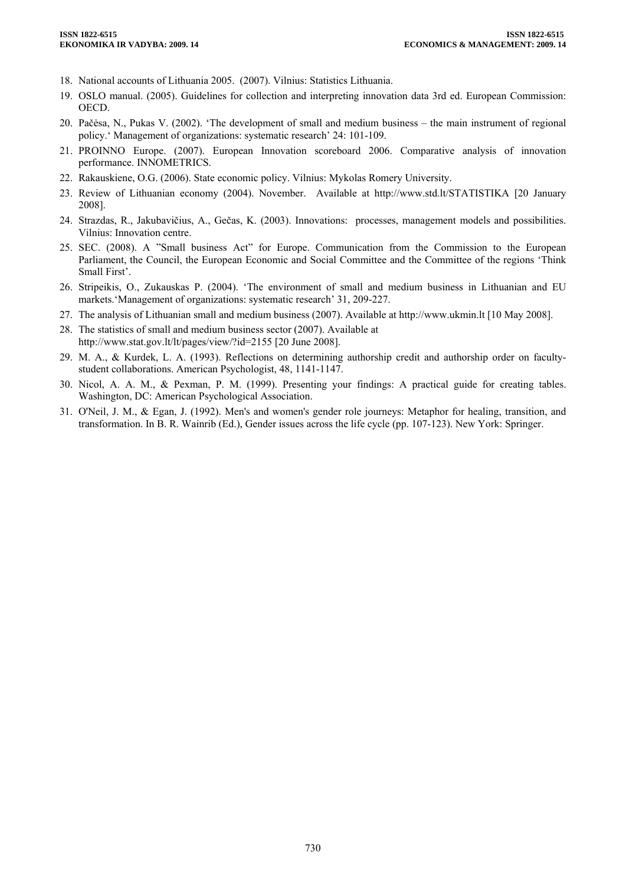18. National accounts of Lithuania 2005. (2007). Vilnius: Statistics Lithuania.
19. OSLO manual. (2005). Guidelines for collection and interpreting innovation data 3rd ed. European Commission: OECD.
20. Pačėsa, N., Pukas V. (2002). 'The development of small and medium business – the main instrument of regional policy.' Management of organizations: systematic research' 24: 101-109.
21. PROINNO Europe. (2007). European Innovation scoreboard 2006. Comparative analysis of innovation performance. INNOMETRICS.
22. Rakauskiene, O.G. (2006). State economic policy. Vilnius: Mykolas Romery University.
23. Review of Lithuanian economy (2004). November. Available at http://www.std.lt/STATISTIKA [20 January 2008].
24. Strazdas, R., Jakubavičius, A., Gečas, K. (2003). Innovations: processes, management models and possibilities. Vilnius: Innovation centre.
25. SEC. (2008). A "Small business Act" for Europe. Communication from the Commission to the European Parliament, the Council, the European Economic and Social Committee and the Committee of the regions 'Think Small First'.
26. Stripeikis, O., Zukauskas P. (2004). 'The environment of small and medium business in Lithuanian and EU markets.'Management of organizations: systematic research' 31, 209-227.
27. The analysis of Lithuanian small and medium business (2007). Available at http://www.ukmin.lt [10 May 2008].
28. The statistics of small and medium business sector (2007). Available at http://www.stat.gov.lt/lt/pages/view/?id=2155 [20 June 2008].
29. M. A., & Kurdek, L. A. (1993). Reflections on determining authorship credit and authorship order on faculty-student collaborations. American Psychologist, 48, 1141-1147.
30. Nicol, A. A. M., & Pexman, P. M. (1999). Presenting your findings: A practical guide for creating tables. Washington, DC: American Psychological Association.
31. O'Neil, J. M., & Egan, J. (1992). Men's and women's gender role journeys: Metaphor for healing, transition, and transformation. In B. R. Wainrib (Ed.), Gender issues across the life cycle (pp. 107-123). New York: Springer.